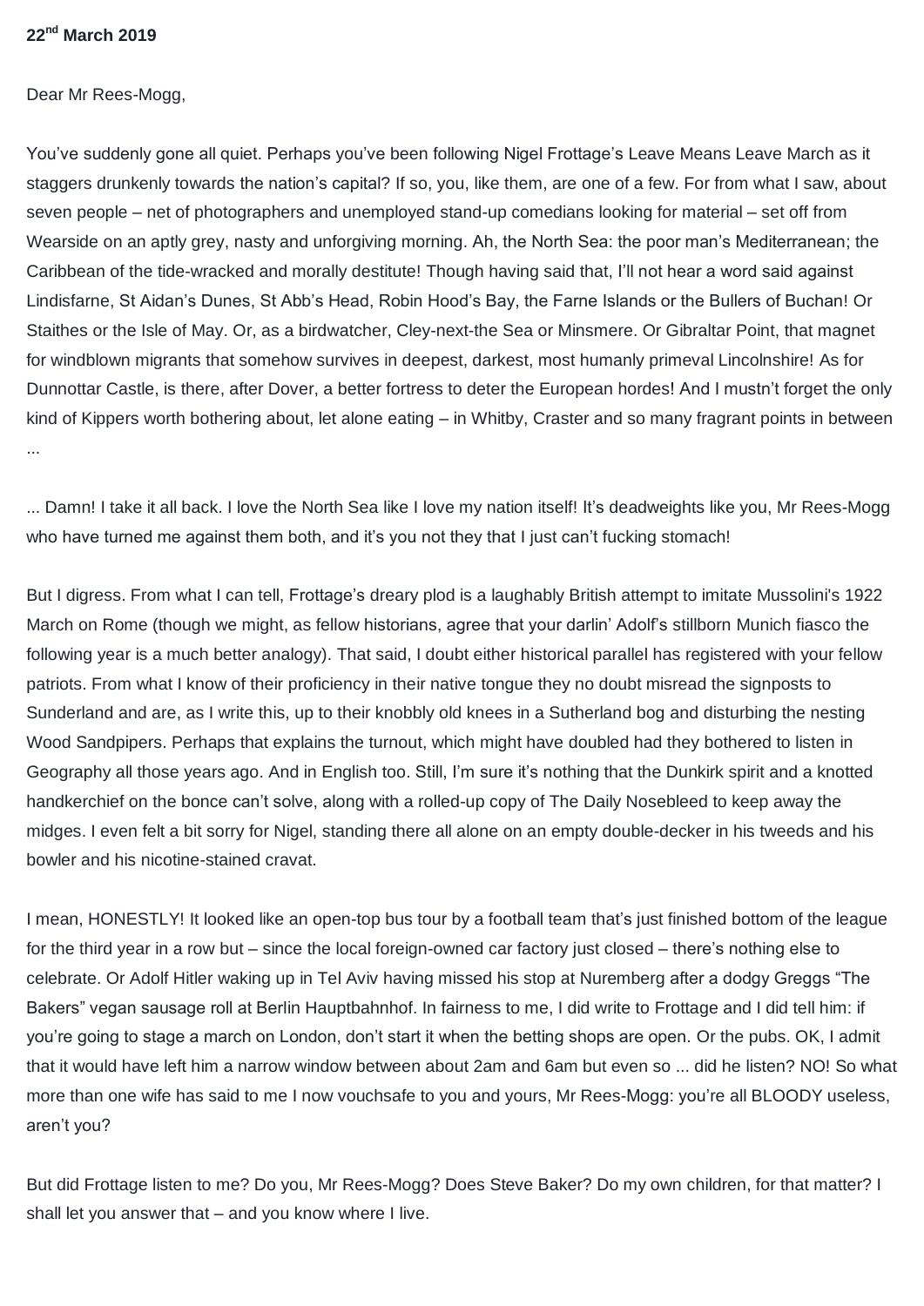**22nd March 2019**

Dear Mr Rees-Mogg,

You've suddenly gone all quiet. Perhaps you've been following Nigel Frottage's Leave Means Leave March as it staggers drunkenly towards the nation's capital? If so, you, like them, are one of a few. For from what I saw, about seven people – net of photographers and unemployed stand-up comedians looking for material – set off from Wearside on an aptly grey, nasty and unforgiving morning. Ah, the North Sea: the poor man's Mediterranean; the Caribbean of the tide-wracked and morally destitute! Though having said that, I'll not hear a word said against Lindisfarne, St Aidan's Dunes, St Abb's Head, Robin Hood's Bay, the Farne Islands or the Bullers of Buchan! Or Staithes or the Isle of May. Or, as a birdwatcher, Cley-next-the Sea or Minsmere. Or Gibraltar Point, that magnet for windblown migrants that somehow survives in deepest, darkest, most humanly primeval Lincolnshire! As for Dunnottar Castle, is there, after Dover, a better fortress to deter the European hordes! And I mustn't forget the only kind of Kippers worth bothering about, let alone eating – in Whitby, Craster and so many fragrant points in between ...

... Damn! I take it all back. I love the North Sea like I love my nation itself! It's deadweights like you, Mr Rees-Mogg who have turned me against them both, and it's you not they that I just can't fucking stomach!

But I digress. From what I can tell, Frottage's dreary plod is a laughably British attempt to imitate Mussolini's 1922 March on Rome (though we might, as fellow historians, agree that your darlin' Adolf's stillborn Munich fiasco the following year is a much better analogy). That said, I doubt either historical parallel has registered with your fellow patriots. From what I know of their proficiency in their native tongue they no doubt misread the signposts to Sunderland and are, as I write this, up to their knobbly old knees in a Sutherland bog and disturbing the nesting Wood Sandpipers. Perhaps that explains the turnout, which might have doubled had they bothered to listen in Geography all those years ago. And in English too. Still, I'm sure it's nothing that the Dunkirk spirit and a knotted handkerchief on the bonce can't solve, along with a rolled-up copy of The Daily Nosebleed to keep away the midges. I even felt a bit sorry for Nigel, standing there all alone on an empty double-decker in his tweeds and his bowler and his nicotine-stained cravat.

I mean, HONESTLY! It looked like an open-top bus tour by a football team that's just finished bottom of the league for the third year in a row but – since the local foreign-owned car factory just closed – there's nothing else to celebrate. Or Adolf Hitler waking up in Tel Aviv having missed his stop at Nuremberg after a dodgy Greggs "The Bakers" vegan sausage roll at Berlin Hauptbahnhof. In fairness to me, I did write to Frottage and I did tell him: if you're going to stage a march on London, don't start it when the betting shops are open. Or the pubs. OK, I admit that it would have left him a narrow window between about 2am and 6am but even so ... did he listen? NO! So what more than one wife has said to me I now vouchsafe to you and yours, Mr Rees-Mogg: you're all BLOODY useless, aren't you?

But did Frottage listen to me? Do you, Mr Rees-Mogg? Does Steve Baker? Do my own children, for that matter? I shall let you answer that – and you know where I live.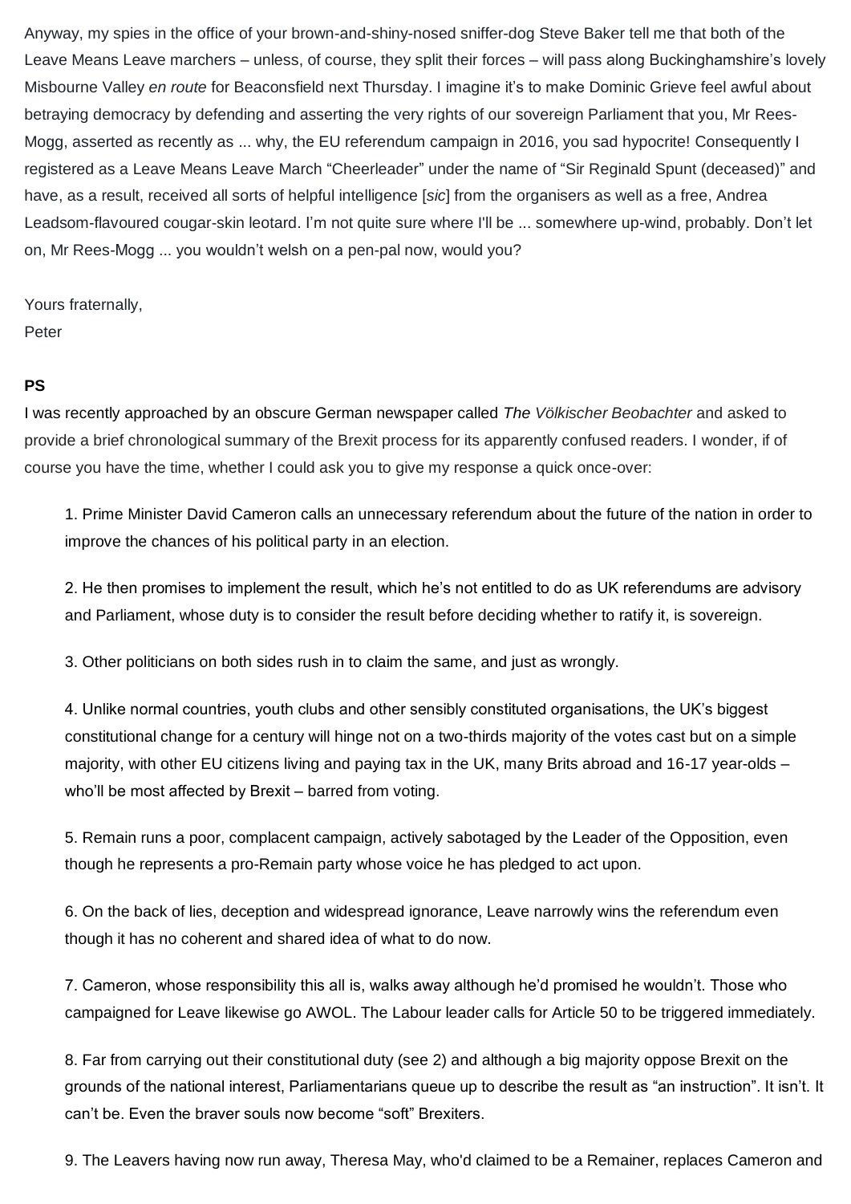Anyway, my spies in the office of your brown-and-shiny-nosed sniffer-dog Steve Baker tell me that both of the Leave Means Leave marchers – unless, of course, they split their forces – will pass along Buckinghamshire's lovely Misbourne Valley *en route* for Beaconsfield next Thursday. I imagine it's to make Dominic Grieve feel awful about betraying democracy by defending and asserting the very rights of our sovereign Parliament that you, Mr Rees-Mogg, asserted as recently as ... why, the EU referendum campaign in 2016, you sad hypocrite! Consequently I registered as a Leave Means Leave March "Cheerleader" under the name of "Sir Reginald Spunt (deceased)" and have, as a result, received all sorts of helpful intelligence [*sic*] from the organisers as well as a free, Andrea Leadsom-flavoured cougar-skin leotard. I'm not quite sure where I'll be ... somewhere up-wind, probably. Don't let on, Mr Rees-Mogg ... you wouldn't welsh on a pen-pal now, would you?

Yours fraternally,
Peter

**PS**
I was recently approached by an obscure German newspaper called *The Völkischer Beobachter* and asked to provide a brief chronological summary of the Brexit process for its apparently confused readers. I wonder, if of course you have the time, whether I could ask you to give my response a quick once-over:

1. Prime Minister David Cameron calls an unnecessary referendum about the future of the nation in order to improve the chances of his political party in an election.

2. He then promises to implement the result, which he's not entitled to do as UK referendums are advisory and Parliament, whose duty is to consider the result before deciding whether to ratify it, is sovereign.

3. Other politicians on both sides rush in to claim the same, and just as wrongly.

4. Unlike normal countries, youth clubs and other sensibly constituted organisations, the UK's biggest constitutional change for a century will hinge not on a two-thirds majority of the votes cast but on a simple majority, with other EU citizens living and paying tax in the UK, many Brits abroad and 16-17 year-olds – who'll be most affected by Brexit – barred from voting.

5. Remain runs a poor, complacent campaign, actively sabotaged by the Leader of the Opposition, even though he represents a pro-Remain party whose voice he has pledged to act upon.

6. On the back of lies, deception and widespread ignorance, Leave narrowly wins the referendum even though it has no coherent and shared idea of what to do now.

7. Cameron, whose responsibility this all is, walks away although he'd promised he wouldn't. Those who campaigned for Leave likewise go AWOL. The Labour leader calls for Article 50 to be triggered immediately.

8. Far from carrying out their constitutional duty (see 2) and although a big majority oppose Brexit on the grounds of the national interest, Parliamentarians queue up to describe the result as "an instruction". It isn't. It can't be. Even the braver souls now become "soft" Brexiters.

9. The Leavers having now run away, Theresa May, who'd claimed to be a Remainer, replaces Cameron and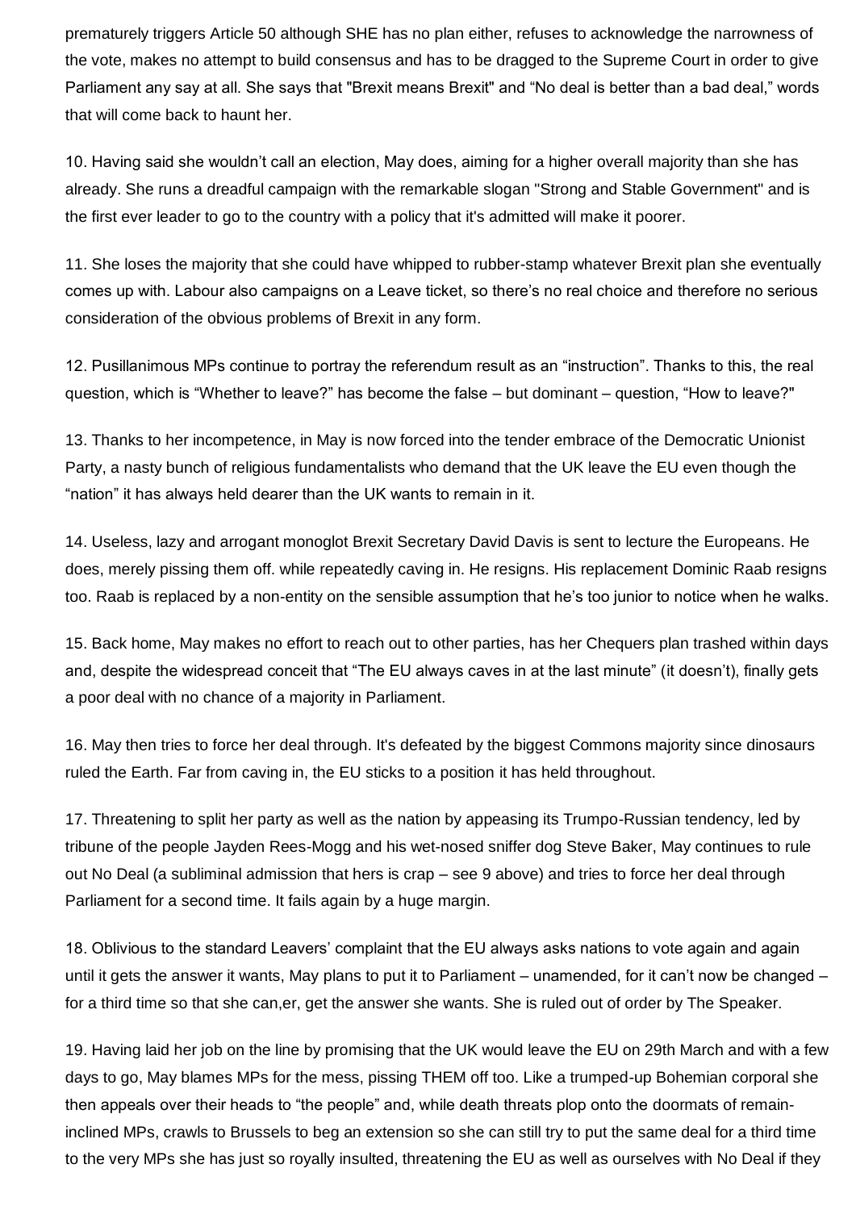prematurely triggers Article 50 although SHE has no plan either, refuses to acknowledge the narrowness of the vote, makes no attempt to build consensus and has to be dragged to the Supreme Court in order to give Parliament any say at all. She says that "Brexit means Brexit" and “No deal is better than a bad deal,” words that will come back to haunt her.

10. Having said she wouldn’t call an election, May does, aiming for a higher overall majority than she has already. She runs a dreadful campaign with the remarkable slogan "Strong and Stable Government" and is the first ever leader to go to the country with a policy that it's admitted will make it poorer.

11. She loses the majority that she could have whipped to rubber-stamp whatever Brexit plan she eventually comes up with. Labour also campaigns on a Leave ticket, so there’s no real choice and therefore no serious consideration of the obvious problems of Brexit in any form.

12. Pusillanimous MPs continue to portray the referendum result as an “instruction”. Thanks to this, the real question, which is “Whether to leave?” has become the false – but dominant – question, “How to leave?"

13. Thanks to her incompetence, in May is now forced into the tender embrace of the Democratic Unionist Party, a nasty bunch of religious fundamentalists who demand that the UK leave the EU even though the “nation” it has always held dearer than the UK wants to remain in it.

14. Useless, lazy and arrogant monoglot Brexit Secretary David Davis is sent to lecture the Europeans. He does, merely pissing them off. while repeatedly caving in. He resigns. His replacement Dominic Raab resigns too. Raab is replaced by a non-entity on the sensible assumption that he’s too junior to notice when he walks.

15. Back home, May makes no effort to reach out to other parties, has her Chequers plan trashed within days and, despite the widespread conceit that “The EU always caves in at the last minute” (it doesn’t), finally gets a poor deal with no chance of a majority in Parliament.

16. May then tries to force her deal through. It's defeated by the biggest Commons majority since dinosaurs ruled the Earth. Far from caving in, the EU sticks to a position it has held throughout.

17. Threatening to split her party as well as the nation by appeasing its Trumpo-Russian tendency, led by tribune of the people Jayden Rees-Mogg and his wet-nosed sniffer dog Steve Baker, May continues to rule out No Deal (a subliminal admission that hers is crap – see 9 above) and tries to force her deal through Parliament for a second time. It fails again by a huge margin.

18. Oblivious to the standard Leavers’ complaint that the EU always asks nations to vote again and again until it gets the answer it wants, May plans to put it to Parliament – unamended, for it can’t now be changed – for a third time so that she can,er, get the answer she wants. She is ruled out of order by The Speaker.

19. Having laid her job on the line by promising that the UK would leave the EU on 29th March and with a few days to go, May blames MPs for the mess, pissing THEM off too. Like a trumped-up Bohemian corporal she then appeals over their heads to “the people” and, while death threats plop onto the doormats of remain-inclined MPs, crawls to Brussels to beg an extension so she can still try to put the same deal for a third time to the very MPs she has just so royally insulted, threatening the EU as well as ourselves with No Deal if they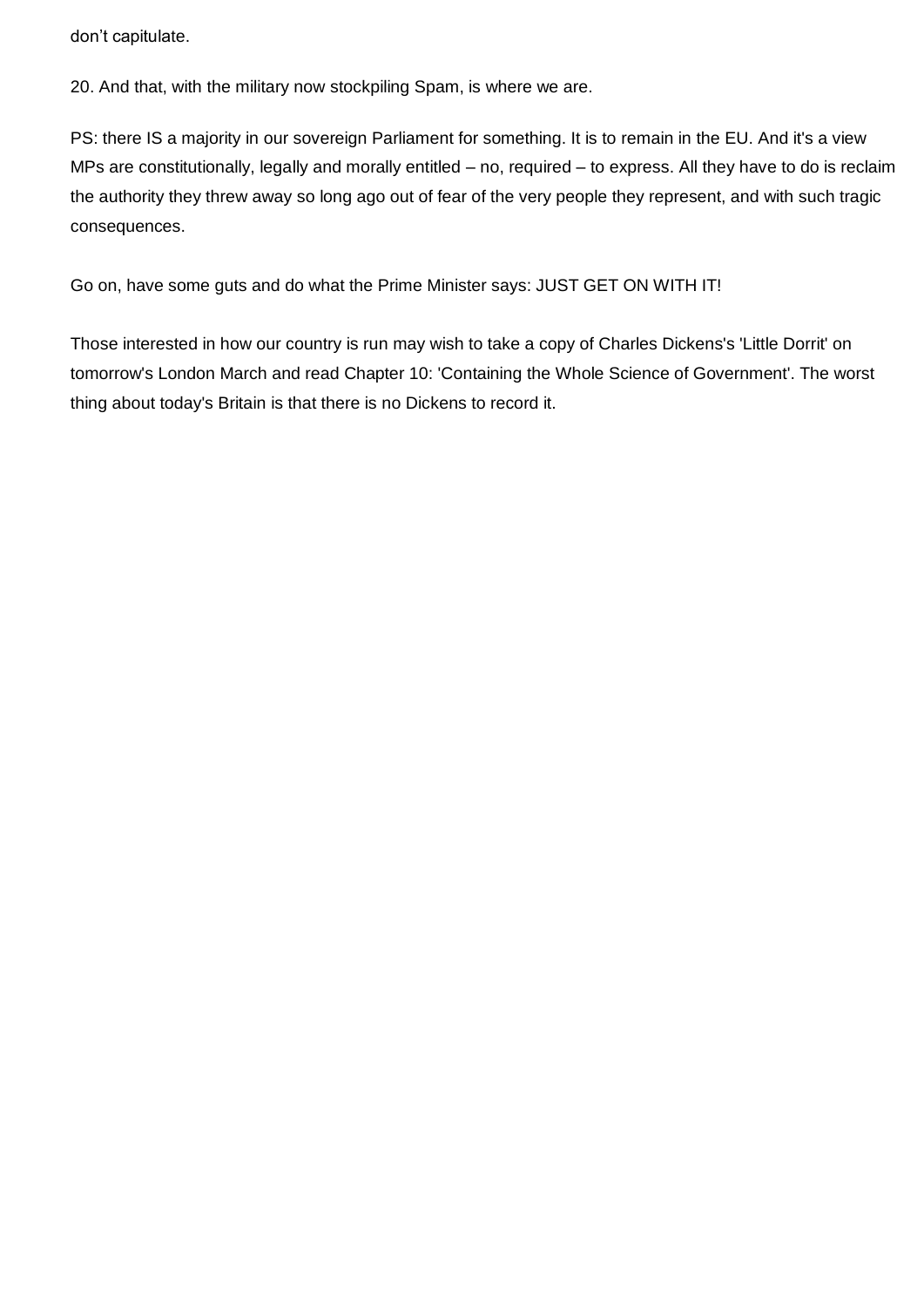don’t capitulate.

20. And that, with the military now stockpiling Spam, is where we are.

PS: there IS a majority in our sovereign Parliament for something. It is to remain in the EU. And it's a view MPs are constitutionally, legally and morally entitled – no, required – to express. All they have to do is reclaim the authority they threw away so long ago out of fear of the very people they represent, and with such tragic consequences.

Go on, have some guts and do what the Prime Minister says: JUST GET ON WITH IT!

Those interested in how our country is run may wish to take a copy of Charles Dickens's 'Little Dorrit' on tomorrow's London March and read Chapter 10: 'Containing the Whole Science of Government'. The worst thing about today's Britain is that there is no Dickens to record it.